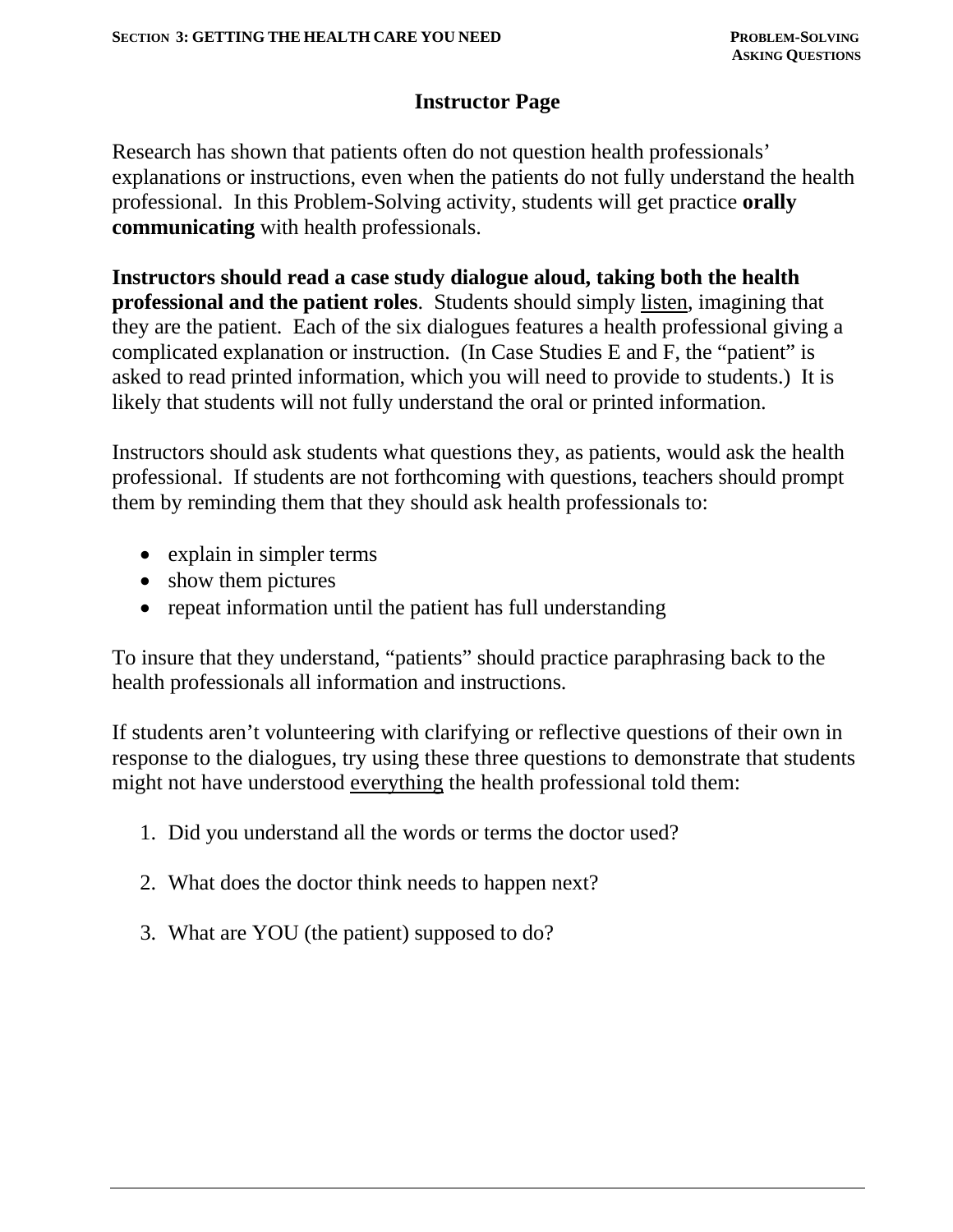# Instructor Page

Research has shown that patients often do not question health professionals' explanations or instructions, even when the patients do not fully understand the health professional. In this Problem-Solving activity, students will get practice **orally communicating** with health professionals.

**Instructors should read a case study dialogue aloud, taking both the health professional and the patient roles**. Students should simply listen, imagining that they are the patient. Each of the six dialogues features a health professional giving a complicated explanation or instruction. (In Case Studies E and F, the "patient" is asked to read printed information, which you will need to provide to students.) It is likely that students will not fully understand the oral or printed information.

Instructors should ask students what questions they, as patients, would ask the health professional. If students are not forthcoming with questions, teachers should prompt them by reminding them that they should ask health professionals to:

- explain in simpler terms
- show them pictures
- repeat information until the patient has full understanding

To insure that they understand, "patients" should practice paraphrasing back to the health professionals all information and instructions.

If students aren't volunteering with clarifying or reflective questions of their own in response to the dialogues, try using these three questions to demonstrate that students might not have understood everything the health professional told them:

1. Did you understand all the words or terms the doctor used?
2. What does the doctor think needs to happen next?
3. What are YOU (the patient) supposed to do?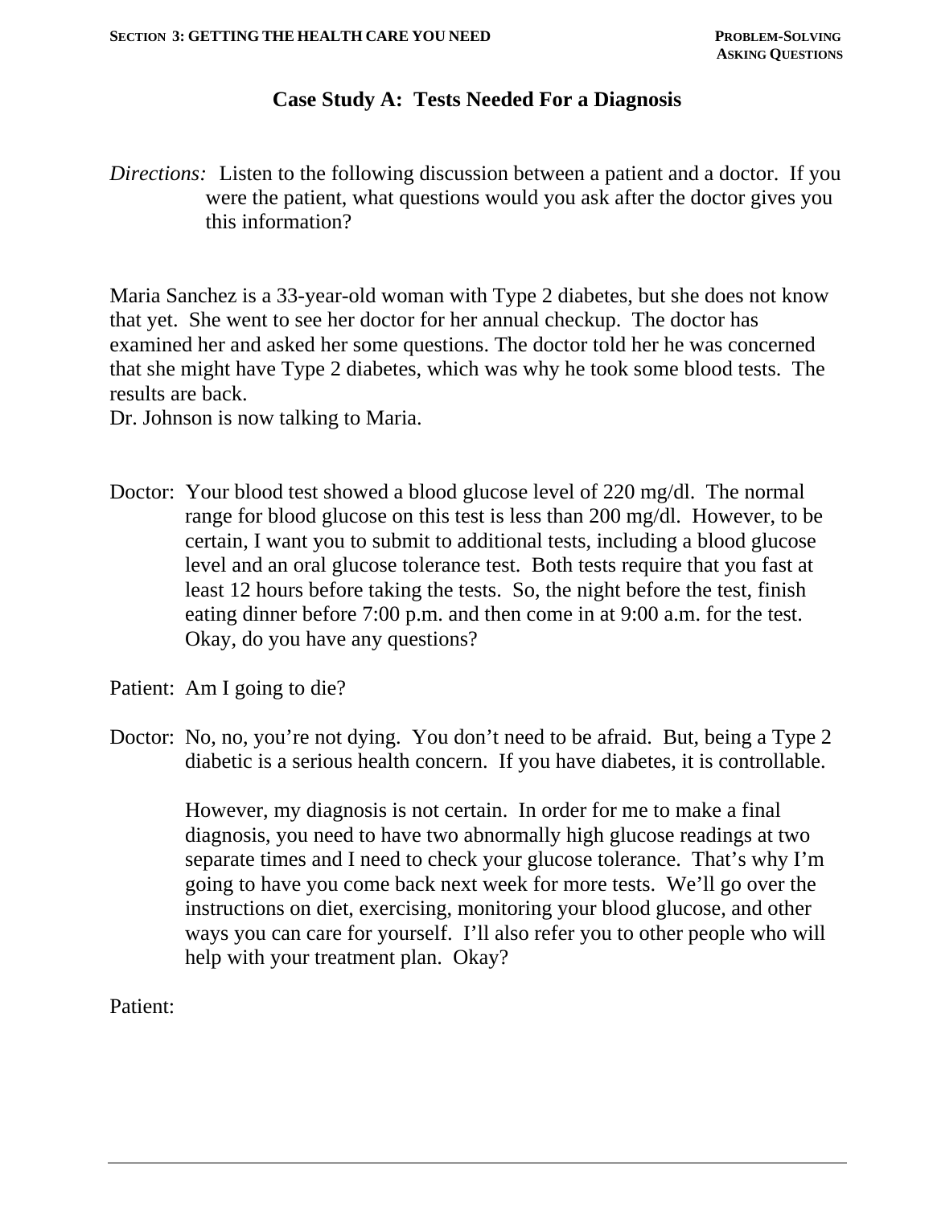## Case Study A: Tests Needed For a Diagnosis

*Directions:* Listen to the following discussion between a patient and a doctor. If you were the patient, what questions would you ask after the doctor gives you this information?

Maria Sanchez is a 33-year-old woman with Type 2 diabetes, but she does not know that yet. She went to see her doctor for her annual checkup. The doctor has examined her and asked her some questions. The doctor told her he was concerned that she might have Type 2 diabetes, which was why he took some blood tests. The results are back.

Dr. Johnson is now talking to Maria.

Doctor: Your blood test showed a blood glucose level of 220 mg/dl. The normal range for blood glucose on this test is less than 200 mg/dl. However, to be certain, I want you to submit to additional tests, including a blood glucose level and an oral glucose tolerance test. Both tests require that you fast at least 12 hours before taking the tests. So, the night before the test, finish eating dinner before 7:00 p.m. and then come in at 9:00 a.m. for the test. Okay, do you have any questions?

Patient: Am I going to die?

Doctor: No, no, you're not dying. You don't need to be afraid. But, being a Type 2 diabetic is a serious health concern. If you have diabetes, it is controllable.

However, my diagnosis is not certain. In order for me to make a final diagnosis, you need to have two abnormally high glucose readings at two separate times and I need to check your glucose tolerance. That's why I'm going to have you come back next week for more tests. We'll go over the instructions on diet, exercising, monitoring your blood glucose, and other ways you can care for yourself. I'll also refer you to other people who will help with your treatment plan. Okay?

Patient: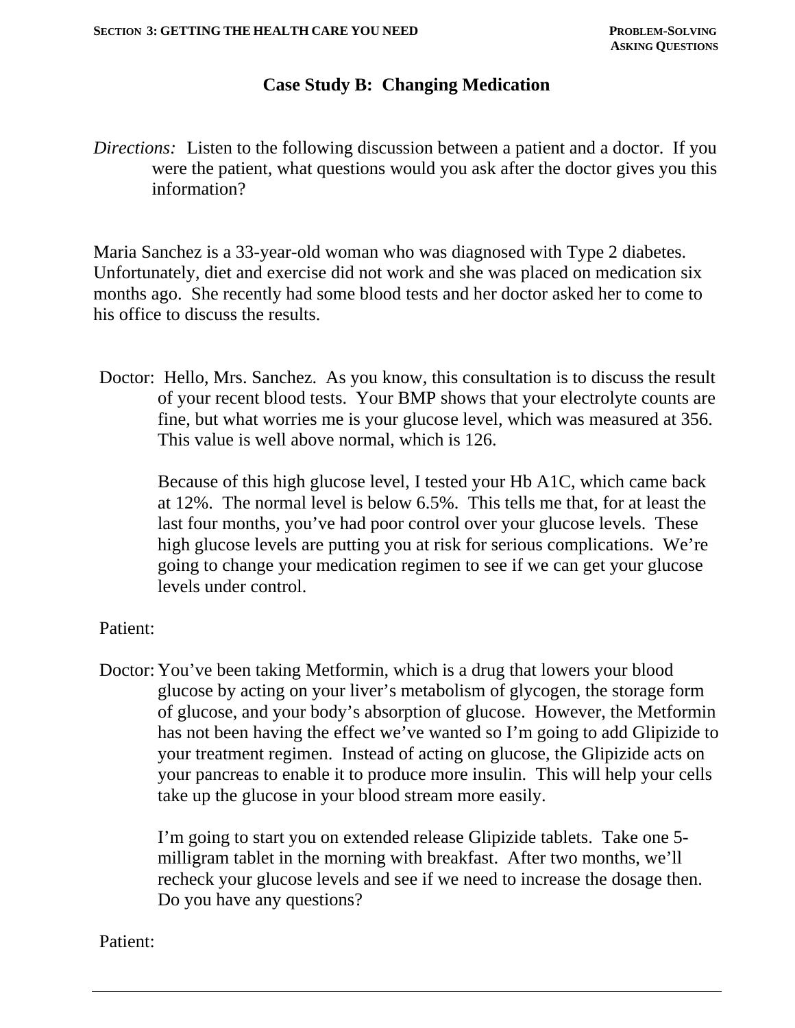# Case Study B: Changing Medication

*Directions:* Listen to the following discussion between a patient and a doctor. If you were the patient, what questions would you ask after the doctor gives you this information?

Maria Sanchez is a 33-year-old woman who was diagnosed with Type 2 diabetes. Unfortunately, diet and exercise did not work and she was placed on medication six months ago. She recently had some blood tests and her doctor asked her to come to his office to discuss the results.

Doctor: Hello, Mrs. Sanchez. As you know, this consultation is to discuss the result of your recent blood tests. Your BMP shows that your electrolyte counts are fine, but what worries me is your glucose level, which was measured at 356. This value is well above normal, which is 126.

Because of this high glucose level, I tested your Hb A1C, which came back at 12%. The normal level is below 6.5%. This tells me that, for at least the last four months, you've had poor control over your glucose levels. These high glucose levels are putting you at risk for serious complications. We're going to change your medication regimen to see if we can get your glucose levels under control.

Patient:

Doctor: You've been taking Metformin, which is a drug that lowers your blood glucose by acting on your liver's metabolism of glycogen, the storage form of glucose, and your body's absorption of glucose. However, the Metformin has not been having the effect we've wanted so I'm going to add Glipizide to your treatment regimen. Instead of acting on glucose, the Glipizide acts on your pancreas to enable it to produce more insulin. This will help your cells take up the glucose in your blood stream more easily.

I'm going to start you on extended release Glipizide tablets. Take one 5-milligram tablet in the morning with breakfast. After two months, we'll recheck your glucose levels and see if we need to increase the dosage then. Do you have any questions?

Patient: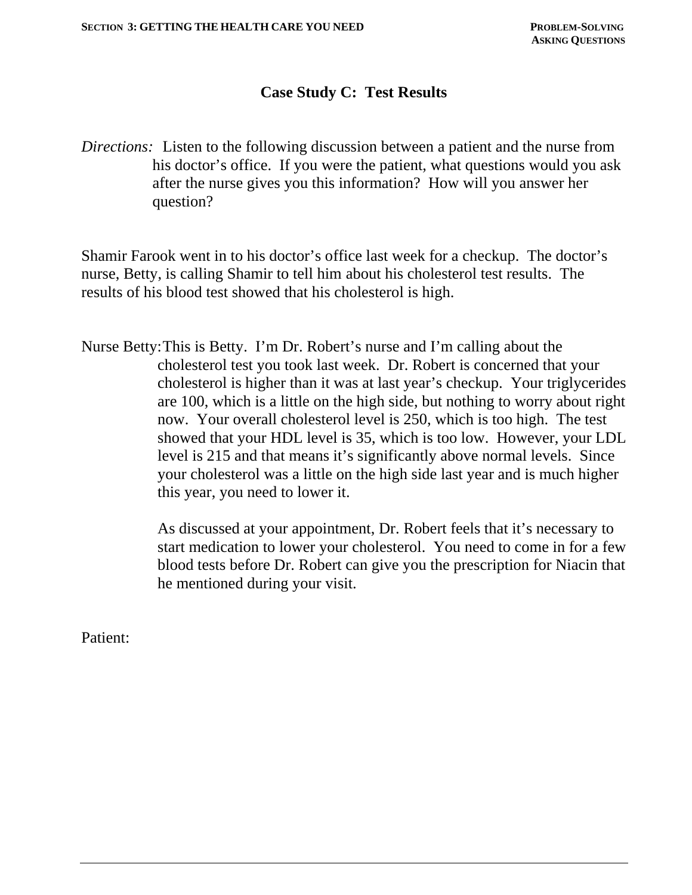# Case Study C: Test Results

*Directions:* Listen to the following discussion between a patient and the nurse from his doctor's office. If you were the patient, what questions would you ask after the nurse gives you this information? How will you answer her question?

Shamir Farook went in to his doctor's office last week for a checkup. The doctor's nurse, Betty, is calling Shamir to tell him about his cholesterol test results. The results of his blood test showed that his cholesterol is high.

Nurse Betty: This is Betty. I'm Dr. Robert's nurse and I'm calling about the cholesterol test you took last week. Dr. Robert is concerned that your cholesterol is higher than it was at last year's checkup. Your triglycerides are 100, which is a little on the high side, but nothing to worry about right now. Your overall cholesterol level is 250, which is too high. The test showed that your HDL level is 35, which is too low. However, your LDL level is 215 and that means it's significantly above normal levels. Since your cholesterol was a little on the high side last year and is much higher this year, you need to lower it.

As discussed at your appointment, Dr. Robert feels that it's necessary to start medication to lower your cholesterol. You need to come in for a few blood tests before Dr. Robert can give you the prescription for Niacin that he mentioned during your visit.

Patient: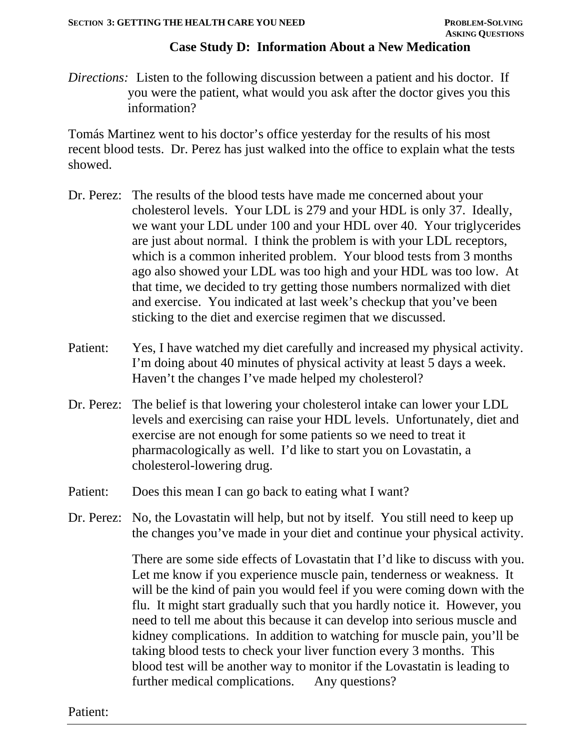## Case Study D: Information About a New Medication

*Directions:* Listen to the following discussion between a patient and his doctor. If you were the patient, what would you ask after the doctor gives you this information?

Tomás Martinez went to his doctor's office yesterday for the results of his most recent blood tests. Dr. Perez has just walked into the office to explain what the tests showed.

Dr. Perez: The results of the blood tests have made me concerned about your cholesterol levels. Your LDL is 279 and your HDL is only 37. Ideally, we want your LDL under 100 and your HDL over 40. Your triglycerides are just about normal. I think the problem is with your LDL receptors, which is a common inherited problem. Your blood tests from 3 months ago also showed your LDL was too high and your HDL was too low. At that time, we decided to try getting those numbers normalized with diet and exercise. You indicated at last week's checkup that you've been sticking to the diet and exercise regimen that we discussed.

Patient: Yes, I have watched my diet carefully and increased my physical activity. I'm doing about 40 minutes of physical activity at least 5 days a week. Haven't the changes I've made helped my cholesterol?

Dr. Perez: The belief is that lowering your cholesterol intake can lower your LDL levels and exercising can raise your HDL levels. Unfortunately, diet and exercise are not enough for some patients so we need to treat it pharmacologically as well. I'd like to start you on Lovastatin, a cholesterol-lowering drug.

Patient: Does this mean I can go back to eating what I want?

Dr. Perez: No, the Lovastatin will help, but not by itself. You still need to keep up the changes you've made in your diet and continue your physical activity.

There are some side effects of Lovastatin that I'd like to discuss with you. Let me know if you experience muscle pain, tenderness or weakness. It will be the kind of pain you would feel if you were coming down with the flu. It might start gradually such that you hardly notice it. However, you need to tell me about this because it can develop into serious muscle and kidney complications. In addition to watching for muscle pain, you'll be taking blood tests to check your liver function every 3 months. This blood test will be another way to monitor if the Lovastatin is leading to further medical complications. Any questions?

Patient: ______________________________________________________________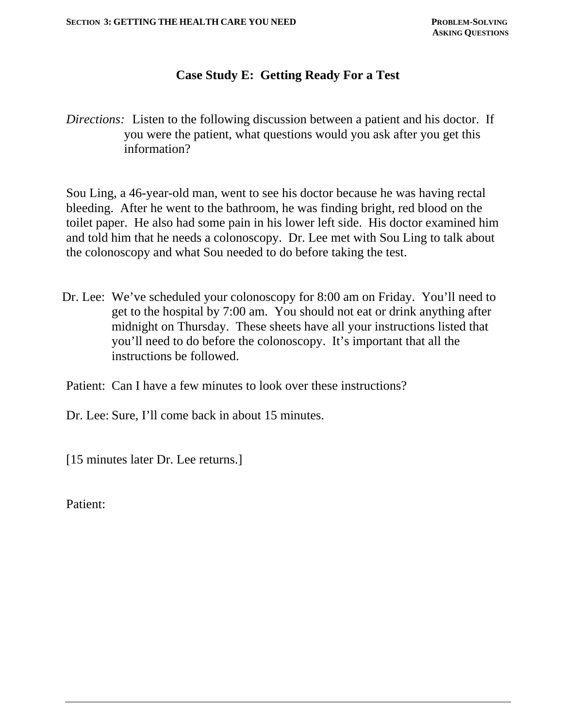# Case Study E: Getting Ready For a Test

*Directions:* Listen to the following discussion between a patient and his doctor. If you were the patient, what questions would you ask after you get this information?

Sou Ling, a 46-year-old man, went to see his doctor because he was having rectal bleeding. After he went to the bathroom, he was finding bright, red blood on the toilet paper. He also had some pain in his lower left side. His doctor examined him and told him that he needs a colonoscopy. Dr. Lee met with Sou Ling to talk about the colonoscopy and what Sou needed to do before taking the test.

Dr. Lee: We've scheduled your colonoscopy for 8:00 am on Friday. You'll need to get to the hospital by 7:00 am. You should not eat or drink anything after midnight on Thursday. These sheets have all your instructions listed that you'll need to do before the colonoscopy. It's important that all the instructions be followed.

Patient: Can I have a few minutes to look over these instructions?

Dr. Lee: Sure, I'll come back in about 15 minutes.

[15 minutes later Dr. Lee returns.]

Patient: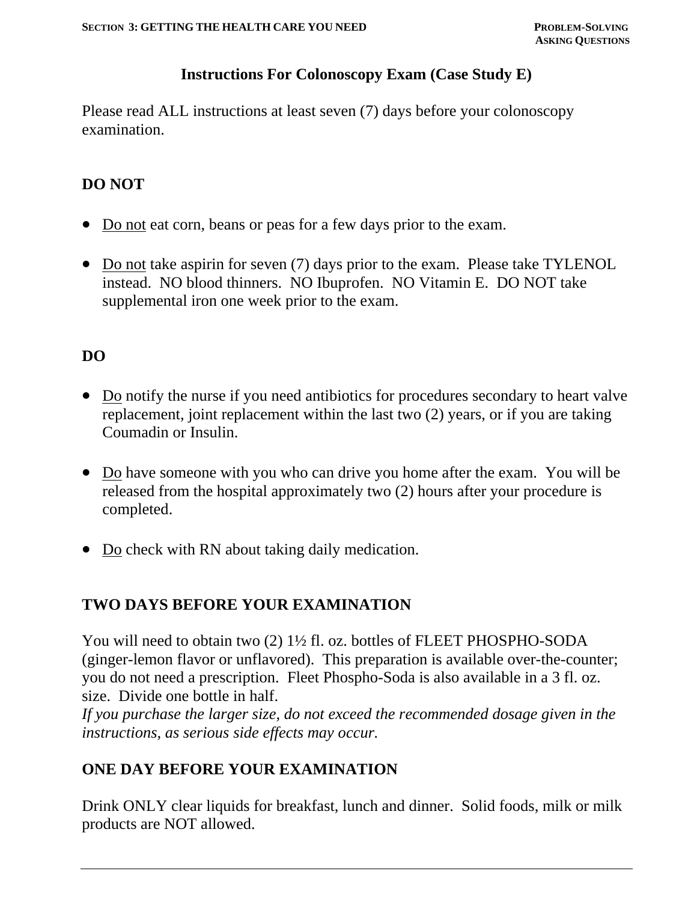# Instructions For Colonoscopy Exam (Case Study E)

Please read ALL instructions at least seven (7) days before your colonoscopy examination.

## DO NOT

- <u>Do not</u> eat corn, beans or peas for a few days prior to the exam.
- <u>Do not</u> take aspirin for seven (7) days prior to the exam. Please take TYLENOL instead. NO blood thinners. NO Ibuprofen. NO Vitamin E. DO NOT take supplemental iron one week prior to the exam.

## DO

- <u>Do</u> notify the nurse if you need antibiotics for procedures secondary to heart valve replacement, joint replacement within the last two (2) years, or if you are taking Coumadin or Insulin.
- <u>Do</u> have someone with you who can drive you home after the exam. You will be released from the hospital approximately two (2) hours after your procedure is completed.
- <u>Do</u> check with RN about taking daily medication.

## TWO DAYS BEFORE YOUR EXAMINATION

You will need to obtain two (2) 1½ fl. oz. bottles of FLEET PHOSPHO-SODA (ginger-lemon flavor or unflavored). This preparation is available over-the-counter; you do not need a prescription. Fleet Phospho-Soda is also available in a 3 fl. oz. size. Divide one bottle in half.
*If you purchase the larger size, do not exceed the recommended dosage given in the instructions, as serious side effects may occur.*

## ONE DAY BEFORE YOUR EXAMINATION

Drink ONLY clear liquids for breakfast, lunch and dinner. Solid foods, milk or milk products are NOT allowed.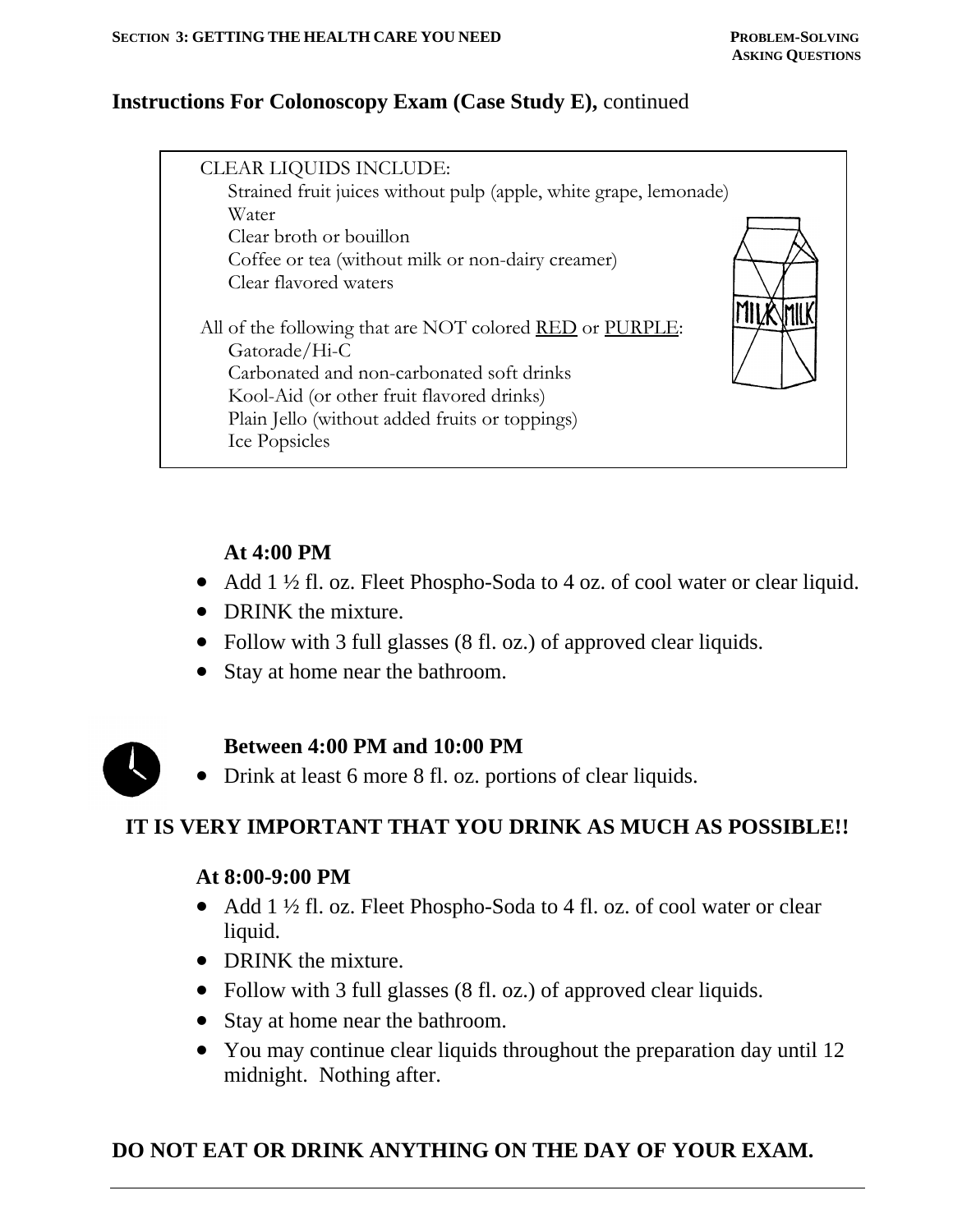## Instructions For Colonoscopy Exam (Case Study E), continued

CLEAR LIQUIDS INCLUDE:

- Strained fruit juices without pulp (apple, white grape, lemonade)
- Water
- Clear broth or bouillon
- Coffee or tea (without milk or non-dairy creamer)
- Clear flavored waters

All of the following that are NOT colored RED or PURPLE:

- Gatorade/Hi-C
- Carbonated and non-carbonated soft drinks
- Kool-Aid (or other fruit flavored drinks)
- Plain Jello (without added fruits or toppings)
- Ice Popsicles

**At 4:00 PM**

- Add 1 ½ fl. oz. Fleet Phospho-Soda to 4 oz. of cool water or clear liquid.
- DRINK the mixture.
- Follow with 3 full glasses (8 fl. oz.) of approved clear liquids.
- Stay at home near the bathroom.

**Between 4:00 PM and 10:00 PM**

- Drink at least 6 more 8 fl. oz. portions of clear liquids.

**IT IS VERY IMPORTANT THAT YOU DRINK AS MUCH AS POSSIBLE!!**

**At 8:00-9:00 PM**

- Add 1 ½ fl. oz. Fleet Phospho-Soda to 4 fl. oz. of cool water or clear liquid.
- DRINK the mixture.
- Follow with 3 full glasses (8 fl. oz.) of approved clear liquids.
- Stay at home near the bathroom.
- You may continue clear liquids throughout the preparation day until 12 midnight. Nothing after.

**DO NOT EAT OR DRINK ANYTHING ON THE DAY OF YOUR EXAM.**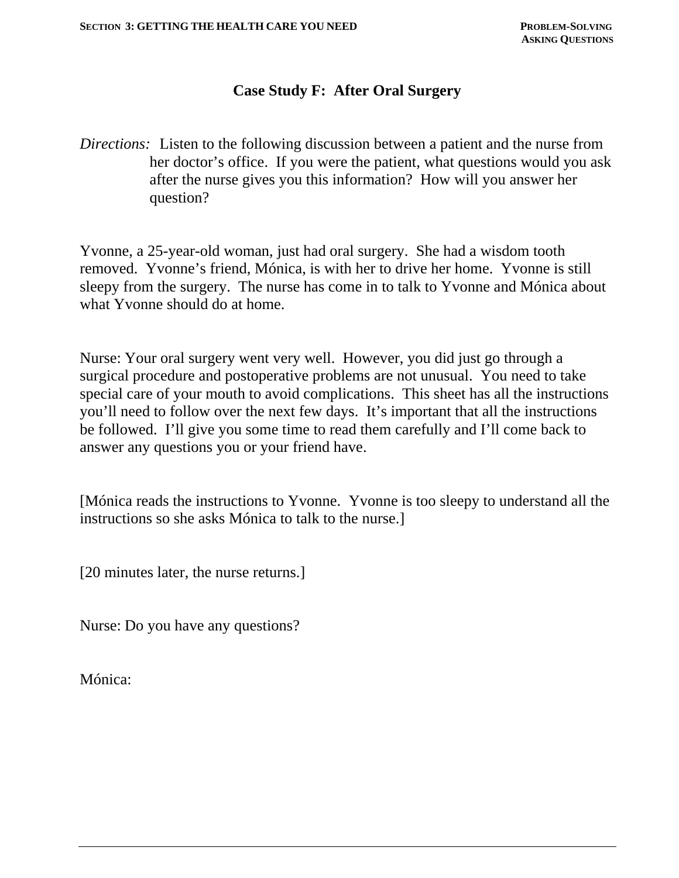# Case Study F: After Oral Surgery

*Directions:* Listen to the following discussion between a patient and the nurse from her doctor's office. If you were the patient, what questions would you ask after the nurse gives you this information? How will you answer her question?

Yvonne, a 25-year-old woman, just had oral surgery. She had a wisdom tooth removed. Yvonne's friend, Mónica, is with her to drive her home. Yvonne is still sleepy from the surgery. The nurse has come in to talk to Yvonne and Mónica about what Yvonne should do at home.

Nurse: Your oral surgery went very well. However, you did just go through a surgical procedure and postoperative problems are not unusual. You need to take special care of your mouth to avoid complications. This sheet has all the instructions you'll need to follow over the next few days. It's important that all the instructions be followed. I'll give you some time to read them carefully and I'll come back to answer any questions you or your friend have.

[Mónica reads the instructions to Yvonne. Yvonne is too sleepy to understand all the instructions so she asks Mónica to talk to the nurse.]

[20 minutes later, the nurse returns.]

Nurse: Do you have any questions?

Mónica: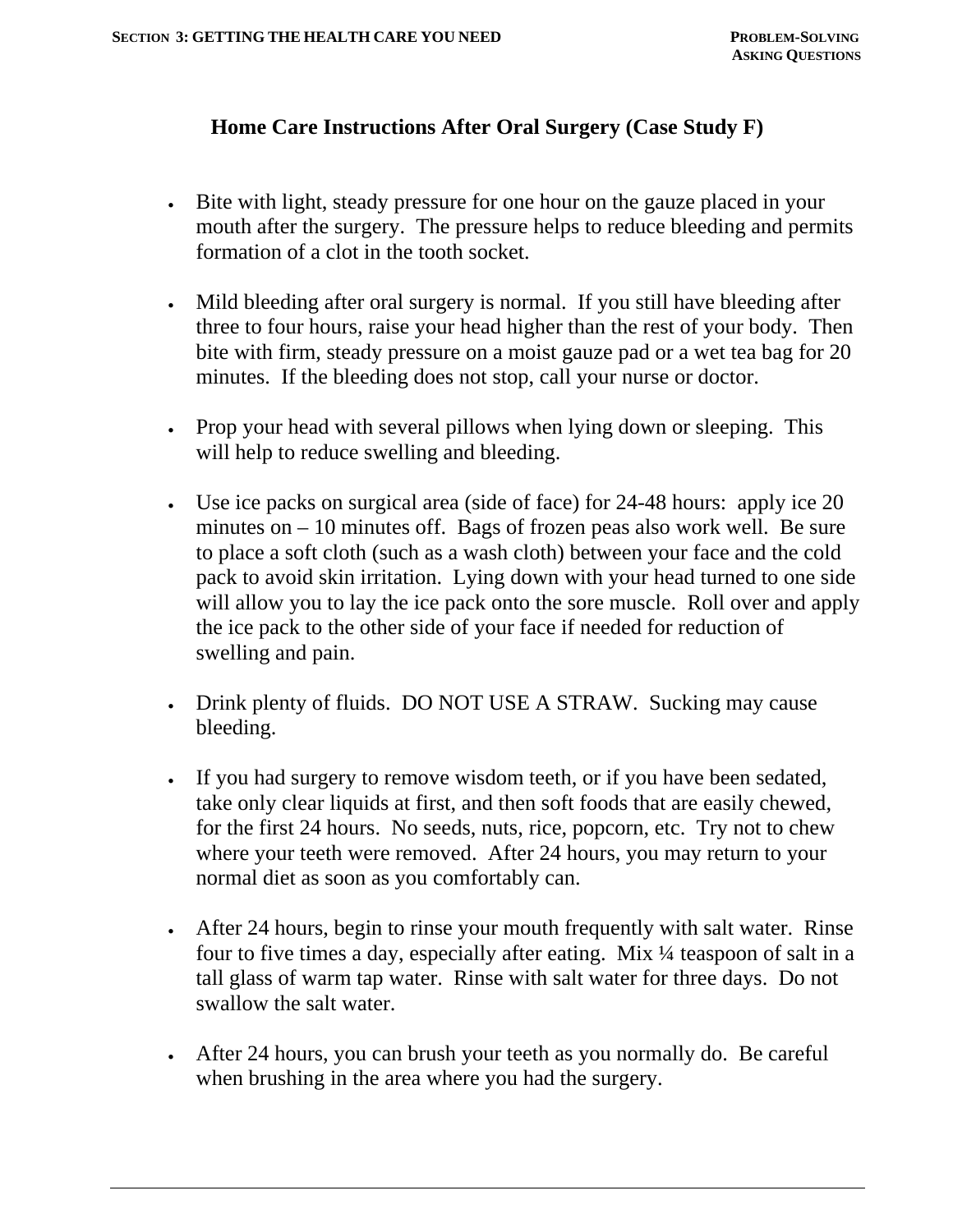## Home Care Instructions After Oral Surgery (Case Study F)

- Bite with light, steady pressure for one hour on the gauze placed in your mouth after the surgery. The pressure helps to reduce bleeding and permits formation of a clot in the tooth socket.

- Mild bleeding after oral surgery is normal. If you still have bleeding after three to four hours, raise your head higher than the rest of your body. Then bite with firm, steady pressure on a moist gauze pad or a wet tea bag for 20 minutes. If the bleeding does not stop, call your nurse or doctor.

- Prop your head with several pillows when lying down or sleeping. This will help to reduce swelling and bleeding.

- Use ice packs on surgical area (side of face) for 24-48 hours: apply ice 20 minutes on – 10 minutes off. Bags of frozen peas also work well. Be sure to place a soft cloth (such as a wash cloth) between your face and the cold pack to avoid skin irritation. Lying down with your head turned to one side will allow you to lay the ice pack onto the sore muscle. Roll over and apply the ice pack to the other side of your face if needed for reduction of swelling and pain.

- Drink plenty of fluids. DO NOT USE A STRAW. Sucking may cause bleeding.

- If you had surgery to remove wisdom teeth, or if you have been sedated, take only clear liquids at first, and then soft foods that are easily chewed, for the first 24 hours. No seeds, nuts, rice, popcorn, etc. Try not to chew where your teeth were removed. After 24 hours, you may return to your normal diet as soon as you comfortably can.

- After 24 hours, begin to rinse your mouth frequently with salt water. Rinse four to five times a day, especially after eating. Mix ¼ teaspoon of salt in a tall glass of warm tap water. Rinse with salt water for three days. Do not swallow the salt water.

- After 24 hours, you can brush your teeth as you normally do. Be careful when brushing in the area where you had the surgery.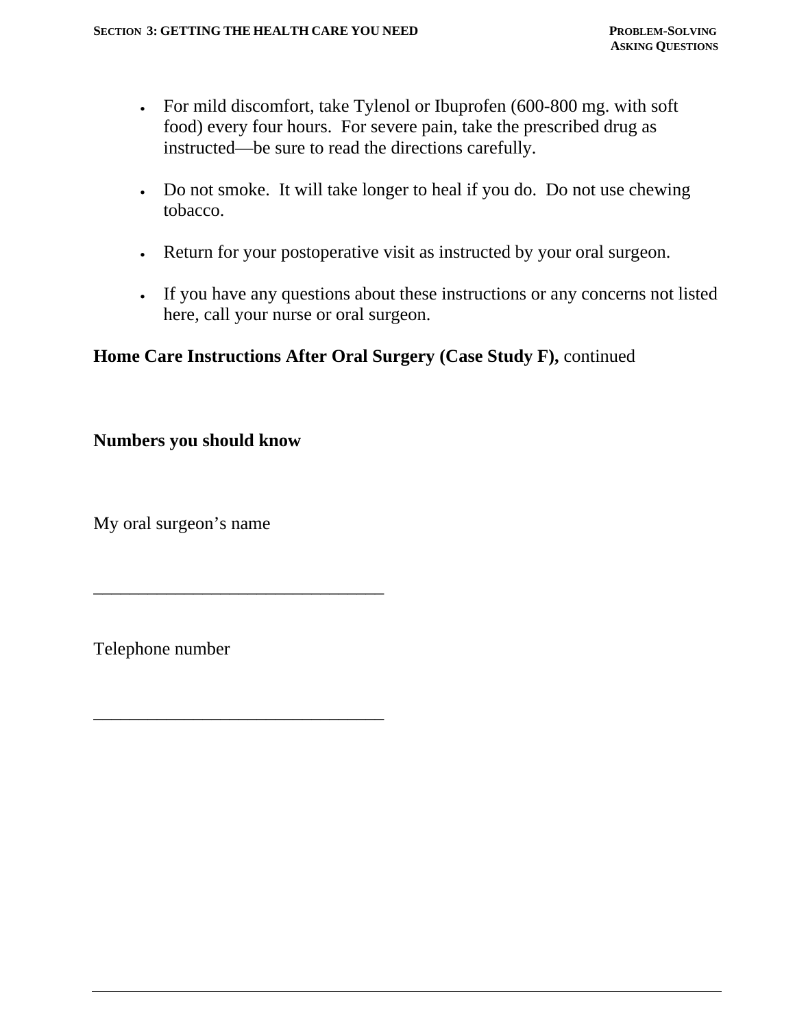- For mild discomfort, take Tylenol or Ibuprofen (600-800 mg. with soft food) every four hours. For severe pain, take the prescribed drug as instructed—be sure to read the directions carefully.

- Do not smoke. It will take longer to heal if you do. Do not use chewing tobacco.

- Return for your postoperative visit as instructed by your oral surgeon.

- If you have any questions about these instructions or any concerns not listed here, call your nurse or oral surgeon.

**Home Care Instructions After Oral Surgery (Case Study F),** continued

**Numbers you should know**

My oral surgeon's name

________________________________

Telephone number

________________________________